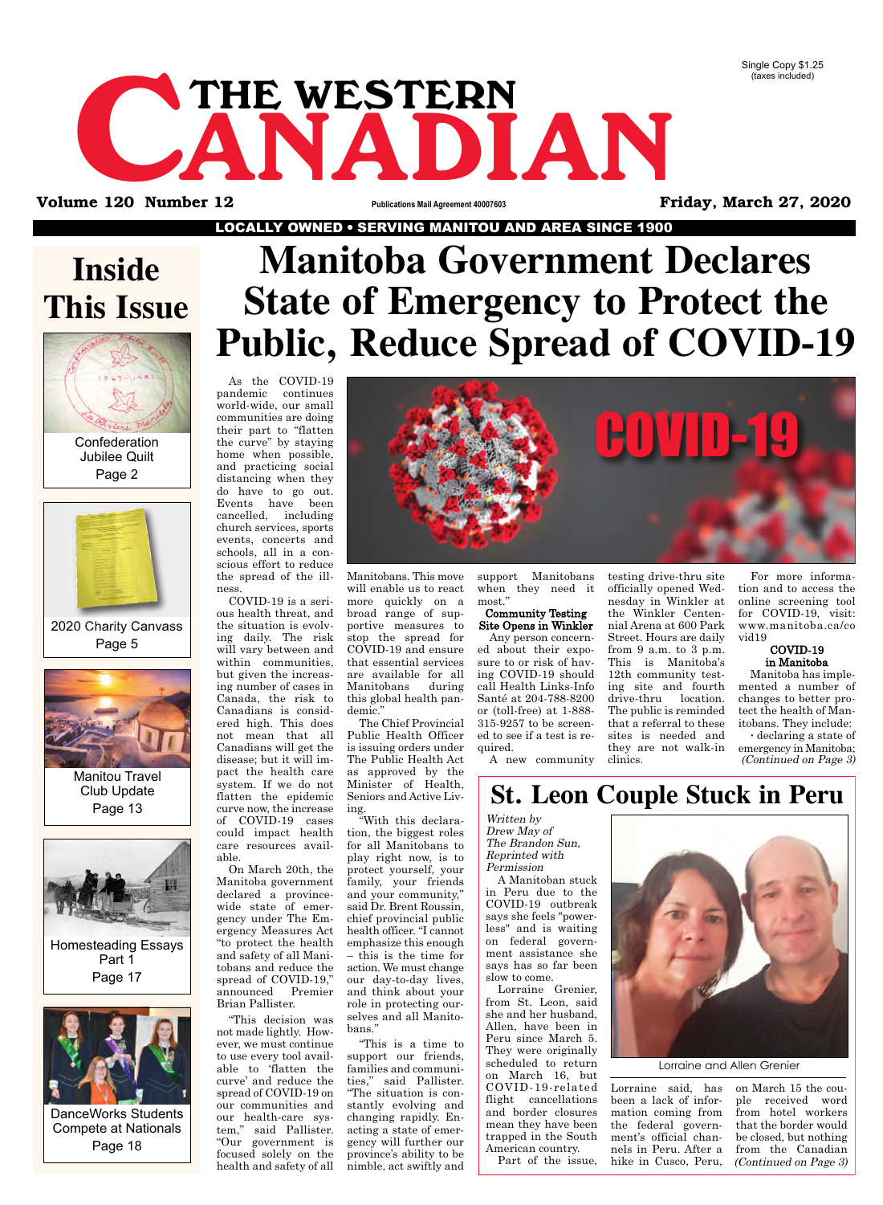Single Copy $1.25 (taxes included)

# THE WESTERN CANADIAN

**Volume 120 Number 12** Publications Mail Agreement 40007603 **Friday, March 27, 2020**

**LOCALLY OWNED • SERVING MANITOU AND AREA SINCE 1900**

## Inside This Issue

Confederation Jubilee Quilt
Page 2

2020 Charity Canvass
Page 5

Manitou Travel Club Update
Page 13

Homesteading Essays Part 1
Page 17

DanceWorks Students Compete at Nationals
Page 18

# Manitoba Government Declares State of Emergency to Protect the Public, Reduce Spread of COVID-19

As the COVID-19 pandemic continues world-wide, our small communities are doing their part to "flatten the curve" by staying home when possible, and practicing social distancing when they do have to go out. Events have been cancelled, including church services, sports events, concerts and schools, all in a conscious effort to reduce the spread of the illness.

COVID-19 is a serious health threat, and the situation is evolving daily. The risk will vary between and within communities, but given the increasing number of cases in Canada, the risk to Canadians is considered high. This does not mean that all Canadians will get the disease; but it will impact the health care system. If we do not flatten the epidemic curve now, the increase of COVID-19 cases could impact health care resources available.

On March 20th, the Manitoba government declared a province-wide state of emergency under The Emergency Measures Act "to protect the health and safety of all Manitobans and reduce the spread of COVID-19," announced Premier Brian Pallister.

"This decision was not made lightly. However, we must continue to use every tool available to 'flatten the curve' and reduce the spread of COVID-19 on our communities and our health-care system," said Pallister. "Our government is focused solely on the health and safety of all Manitobans. This move will enable us to react more quickly on a broad range of supportive measures to stop the spread for COVID-19 and ensure that essential services are available for all Manitobans during this global health pandemic."

The Chief Provincial Public Health Officer is issuing orders under The Public Health Act as approved by the Minister of Health, Seniors and Active Living.

"With this declaration, the biggest roles for all Manitobans to play right now, is to protect yourself, your family, your friends and your community," said Dr. Brent Roussin, chief provincial public health officer. "I cannot emphasize this enough – this is the time for action. We must change our day-to-day lives, and think about your role in protecting ourselves and all Manitobans."

"This is a time to support our friends, families and communities," said Pallister. "The situation is constantly evolving and changing rapidly. Enacting a state of emergency will further our province's ability to be nimble, act swiftly and support Manitobans when they need it most."

**Community Testing Site Opens in Winkler**

Any person concerned about their exposure to or risk of having COVID-19 should call Health Links-Info Santé at 204-788-8200 or (toll-free) at 1-888-315-9257 to be screened to see if a test is required.

A new community testing drive-thru site officially opened Wednesday in Winkler at the Winkler Centennial Arena at 600 Park Street. Hours are daily from 9 a.m. to 3 p.m. This is Manitoba's 12th community testing site and fourth drive-thru location. The public is reminded that a referral to these sites is needed and they are not walk-in clinics.

For more information and to access the online screening tool for COVID-19, visit: www.manitoba.ca/covid19

**COVID-19 in Manitoba**

Manitoba has implemented a number of changes to better protect the health of Manitobans. They include:

· declaring a state of emergency in Manitoba;

*(Continued on Page 3)*

## St. Leon Couple Stuck in Peru

*Written by Drew May of The Brandon Sun, Reprinted with Permission*

A Manitoban stuck in Peru due to the COVID-19 outbreak says she feels "powerless" and is waiting on federal government assistance she says has so far been slow to come.

Lorraine Grenier, from St. Leon, said she and her husband, Allen, have been in Peru since March 5. They were originally scheduled to return on March 16, but COVID-19-related flight cancellations and border closures mean they have been trapped in the South American country.

Part of the issue, Lorraine said, has been a lack of information coming from the federal government's official channels in Peru. After a hike in Cusco, Peru, on March 15 the couple received word from hotel workers that the border would be closed, but nothing from the Canadian

*(Continued on Page 3)*

Lorraine and Allen Grenier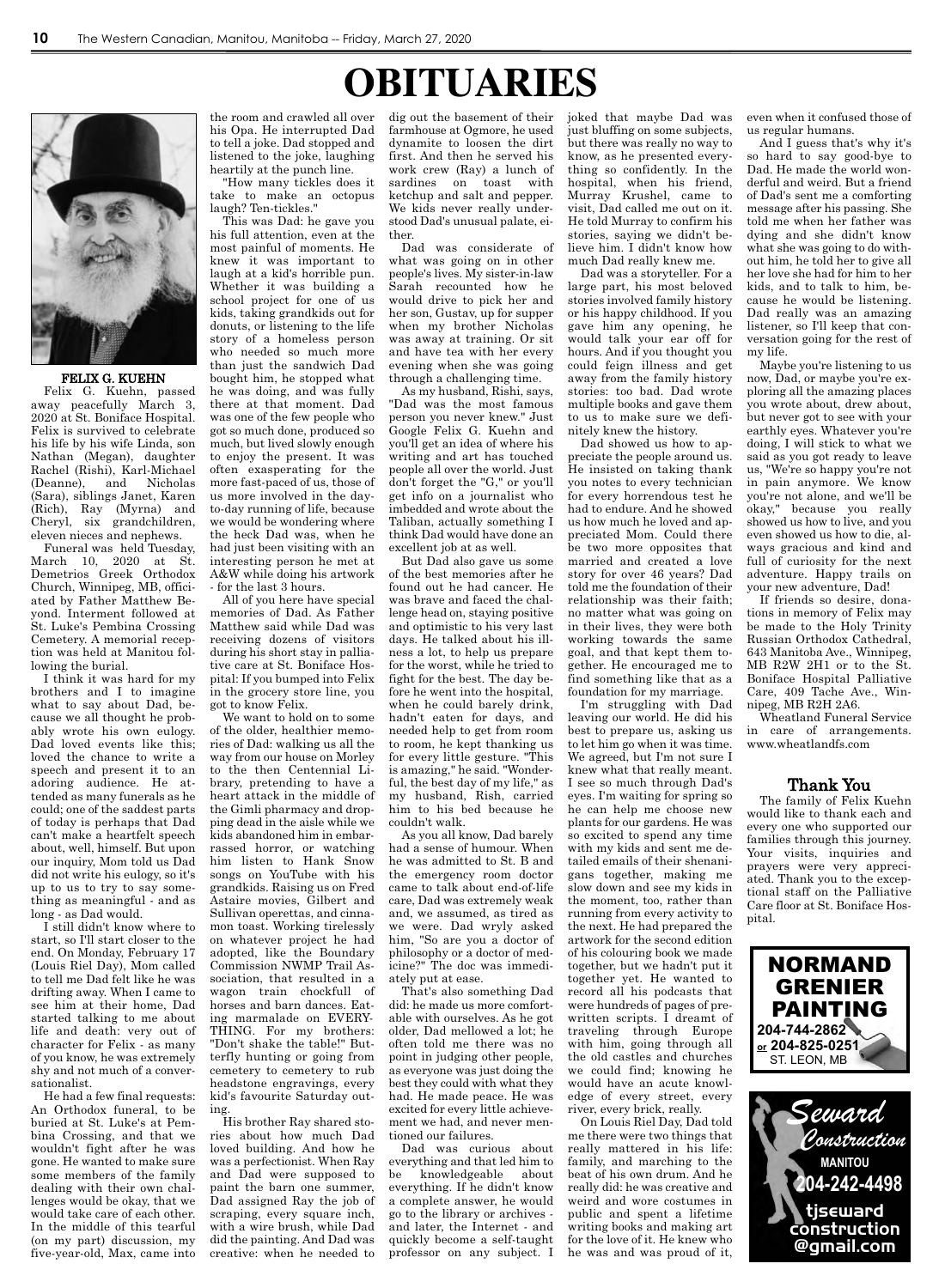# OBITUARIES

### FELIX G. KUEHN

Felix G. Kuehn, passed away peacefully March 3, 2020 at St. Boniface Hospital. Felix is survived to celebrate his life by his wife Linda, son Nathan (Megan), daughter Rachel (Rishi), Karl-Michael (Deanne), and Nicholas (Sara), siblings Janet, Karen (Rich), Ray (Myrna) and Cheryl, six grandchildren, eleven nieces and nephews.

Funeral was held Tuesday, March 10, 2020 at St. Demetrios Greek Orthodox Church, Winnipeg, MB, officiated by Father Matthew Beyond. Interment followed at St. Luke's Pembina Crossing Cemetery. A memorial reception was held at Manitou following the burial.

I think it was hard for my brothers and I to imagine what to say about Dad, because we all thought he probably wrote his own eulogy. Dad loved events like this; loved the chance to write a speech and present it to an adoring audience. He attended as many funerals as he could; one of the saddest parts of today is perhaps that Dad can't make a heartfelt speech about, well, himself. But upon our inquiry, Mom told us Dad did not write his eulogy, so it's up to us to try to say something as meaningful - and as long - as Dad would.

I still didn't know where to start, so I'll start closer to the end. On Monday, February 17 (Louis Riel Day), Mom called to tell me Dad felt like he was drifting away. When I came to see him at their home, Dad started talking to me about life and death: very out of character for Felix - as many of you know, he was extremely shy and not much of a conversationalist.

He had a few final requests: An Orthodox funeral, to be buried at St. Luke's at Pembina Crossing, and that we wouldn't fight after he was gone. He wanted to make sure some members of the family dealing with their own challenges would be okay, that we would take care of each other. In the middle of this tearful (on my part) discussion, my five-year-old, Max, came into the room and crawled all over his Opa. He interrupted Dad to tell a joke. Dad stopped and listened to the joke, laughing heartily at the punch line.

"How many tickles does it take to make an octopus laugh? Ten-tickles."

This was Dad: he gave you his full attention, even at the most painful of moments. He knew it was important to laugh at a kid's horrible pun. Whether it was building a school project for one of us kids, taking grandkids out for donuts, or listening to the life story of a homeless person who needed so much more than just the sandwich Dad bought him, he stopped what he was doing, and was fully there at that moment. Dad was one of the few people who got so much done, produced so much, but lived slowly enough to enjoy the present. It was often exasperating for the more fast-paced of us, those of us more involved in the day-to-day running of life, because we would be wondering where the heck Dad was, when he had just been visiting with an interesting person he met at A&W while doing his artwork - for the last 3 hours.

All of you here have special memories of Dad. As Father Matthew said while Dad was receiving dozens of visitors during his short stay in palliative care at St. Boniface Hospital: If you bumped into Felix in the grocery store line, you got to know Felix.

We want to hold on to some of the older, healthier memories of Dad: walking us all the way from our house on Morley to the then Centennial Library, pretending to have a heart attack in the middle of the Gimli pharmacy and dropping dead in the aisle while we kids abandoned him in embarrassed horror, or watching him listen to Hank Snow songs on YouTube with his grandkids. Raising us on Fred Astaire movies, Gilbert and Sullivan operettas, and cinnamon toast. Working tirelessly on whatever project he had adopted, like the Boundary Commission NWMP Trail Association, that resulted in a wagon train chockfull of horses and barn dances. Eating marmalade on EVERYTHING. For my brothers: "Don't shake the table!" Butterfly hunting or going from cemetery to cemetery to rub headstone engravings, every kid's favourite Saturday outing.

His brother Ray shared stories about how much Dad loved building. And how he was a perfectionist. When Ray and Dad were supposed to paint the barn one summer, Dad assigned Ray the job of scraping, every square inch, with a wire brush, while Dad did the painting. And Dad was creative: when he needed to dig out the basement of their farmhouse at Ogmore, he used dynamite to loosen the dirt first. And then he served his work crew (Ray) a lunch of sardines on toast with ketchup and salt and pepper. We kids never really understood Dad's unusual palate, either.

Dad was considerate of what was going on in other people's lives. My sister-in-law Sarah recounted how he would drive to pick her and her son, Gustav, up for supper when my brother Nicholas was away at training. Or sit and have tea with her every evening when she was going through a challenging time.

As my husband, Rishi, says, "Dad was the most famous person you never knew." Just Google Felix G. Kuehn and you'll get an idea of where his writing and art has touched people all over the world. Just don't forget the "G," or you'll get info on a journalist who imbedded and wrote about the Taliban, actually something I think Dad would have done an excellent job at as well.

But Dad also gave us some of the best memories after he found out he had cancer. He was brave and faced the challenge head on, staying positive and optimistic to his very last days. He talked about his illness a lot, to help us prepare for the worst, while he tried to fight for the best. The day before he went into the hospital, when he could barely drink, hadn't eaten for days, and needed help to get from room to room, he kept thanking us for every little gesture. "This is amazing," he said. "Wonderful, the best day of my life," as my husband, Rish, carried him to his bed because he couldn't walk.

As you all know, Dad barely had a sense of humour. When he was admitted to St. B and the emergency room doctor came to talk about end-of-life care, Dad was extremely weak and, we assumed, as tired as we were. Dad wryly asked him, "So are you a doctor of philosophy or a doctor of medicine?" The doc was immediately put at ease.

That's also something Dad did: he made us more comfortable with ourselves. As he got older, Dad mellowed a lot; he often told me there was no point in judging other people, as everyone was just doing the best they could with what they had. He made peace. He was excited for every little achievement we had, and never mentioned our failures.

Dad was curious about everything and that led him to be knowledgeable about everything. If he didn't know a complete answer, he would go to the library or archives - and later, the Internet - and quickly become a self-taught professor on any subject. I joked that maybe Dad was just bluffing on some subjects, but there was really no way to know, as he presented everything so confidently. In the hospital, when his friend, Murray Krushel, came to visit, Dad called me out on it. He told Murray to confirm his stories, saying we didn't believe him. I didn't know how much Dad really knew me.

Dad was a storyteller. For a large part, his most beloved stories involved family history or his happy childhood. If you gave him any opening, he would talk your ear off for hours. And if you thought you could feign illness and get away from the family history stories: too bad. Dad wrote multiple books and gave them to us to make sure we definitely knew the history.

Dad showed us how to appreciate the people around us. He insisted on taking thank you notes to every technician for every horrendous test he had to endure. And he showed us how much he loved and appreciated Mom. Could there be two more opposites that married and created a love story for over 46 years? Dad told me the foundation of their relationship was their faith; no matter what was going on in their lives, they were both working towards the same goal, and that kept them together. He encouraged me to find something like that as a foundation for my marriage.

I'm struggling with Dad leaving our world. He did his best to prepare us, asking us to let him go when it was time. We agreed, but I'm not sure I knew what that really meant. I see so much through Dad's eyes. I'm waiting for spring so he can help me choose new plants for our gardens. He was so excited to spend any time with my kids and sent me detailed emails of their shenanigans together, making me slow down and see my kids in the moment, too, rather than running from every activity to the next. He had prepared the artwork for the second edition of his colouring book we made together, but we hadn't put it together yet. He wanted to record all his podcasts that were hundreds of pages of pre-written scripts. I dreamt of traveling through Europe with him, going through all the old castles and churches we could find; knowing he would have an acute knowledge of every street, every river, every brick, really.

On Louis Riel Day, Dad told me there were two things that really mattered in his life: family, and marching to the beat of his own drum. And he really did: he was creative and weird and wore costumes in public and spent a lifetime writing books and making art for the love of it. He knew who he was and was proud of it, even when it confused those of us regular humans.

And I guess that's why it's so hard to say good-bye to Dad. He made the world wonderful and weird. But a friend of Dad's sent me a comforting message after his passing. She told me when her father was dying and she didn't know what she was going to do without him, he told her to give all her love she had for him to her kids, and to talk to him, because he would be listening. Dad really was an amazing listener, so I'll keep that conversation going for the rest of my life.

Maybe you're listening to us now, Dad, or maybe you're exploring all the amazing places you wrote about, drew about, but never got to see with your earthly eyes. Whatever you're doing, I will stick to what we said as you got ready to leave us, "We're so happy you're not in pain anymore. We know you're not alone, and we'll be okay," because you really showed us how to live, and you even showed us how to die, always gracious and kind and full of curiosity for the next adventure. Happy trails on your new adventure, Dad!

If friends so desire, donations in memory of Felix may be made to the Holy Trinity Russian Orthodox Cathedral, 643 Manitoba Ave., Winnipeg, MB R2W 2H1 or to the St. Boniface Hospital Palliative Care, 409 Tache Ave., Winnipeg, MB R2H 2A6.

Wheatland Funeral Service in care of arrangements. www.wheatlandfs.com

### Thank You

The family of Felix Kuehn would like to thank each and every one who supported our families through this journey. Your visits, inquiries and prayers were very appreciated. Thank you to the exceptional staff on the Palliative Care floor at St. Boniface Hospital.

NORMAND GRENIER PAINTING
204-744-2862
or 204-825-0251
ST. LEON, MB

Seward Construction
MANITOU
204-242-4498
tjseward construction @gmail.com